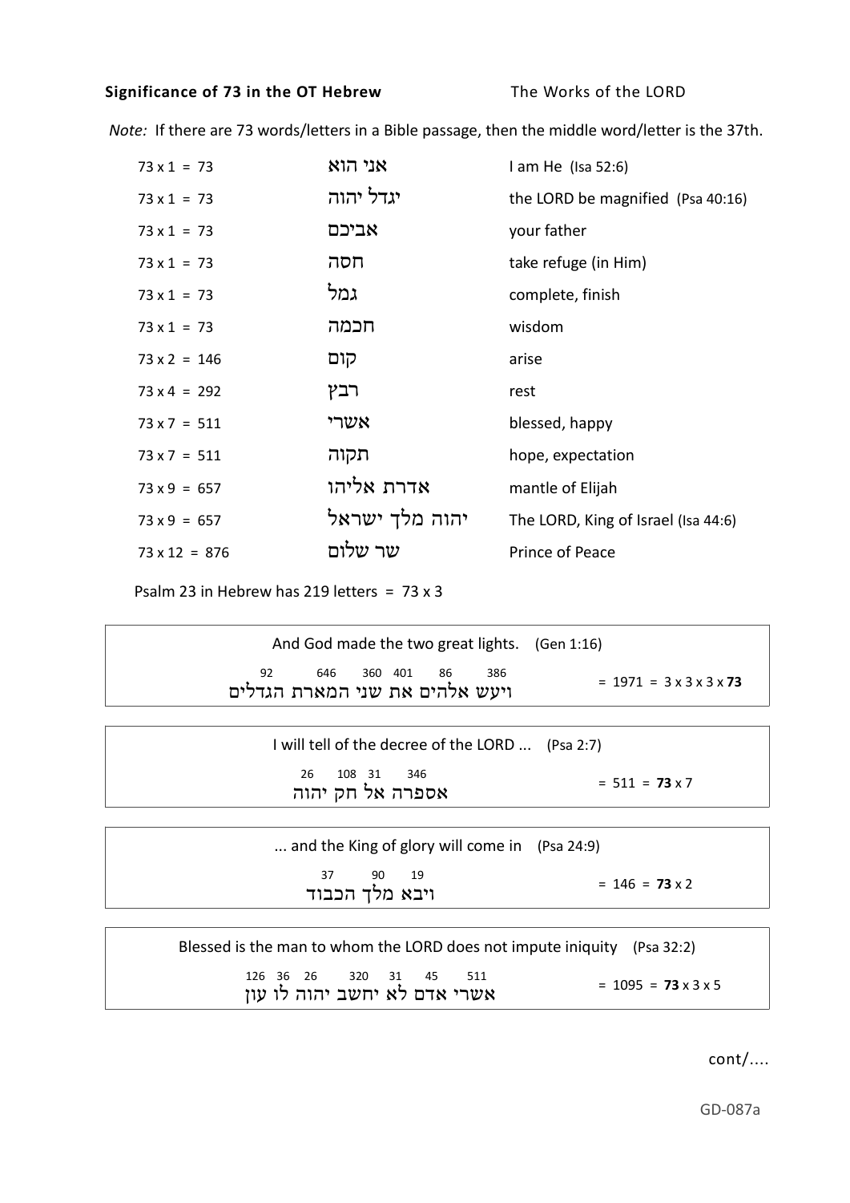**Significance of 73 in the OT Hebrew** The Works of the LORD

*Note:* If there are 73 words/letters in a Bible passage, then the middle word/letter is the 37th.

| | | |
|---|---|---|
| 73 x 1 = 73 | אני הוא | I am He (Isa 52:6) |
| 73 x 1 = 73 | יגדל יהוה | the LORD be magnified (Psa 40:16) |
| 73 x 1 = 73 | אביכם | your father |
| 73 x 1 = 73 | חסה | take refuge (in Him) |
| 73 x 1 = 73 | גמל | complete, finish |
| 73 x 1 = 73 | חכמה | wisdom |
| 73 x 2 = 146 | קום | arise |
| 73 x 4 = 292 | רבץ | rest |
| 73 x 7 = 511 | אשרי | blessed, happy |
| 73 x 7 = 511 | תקוה | hope, expectation |
| 73 x 9 = 657 | אדרת אליהו | mantle of Elijah |
| 73 x 9 = 657 | יהוה מלך ישראל | The LORD, King of Israel (Isa 44:6) |
| 73 x 12 = 876 | שר שלום | Prince of Peace |

Psalm 23 in Hebrew has 219 letters = 73 x 3

---

And God made the two great lights. (Gen 1:16)

ויעש אלהים את שני המארת הגדלים

386 86 401 360 646 92 = 1971 = 3 x 3 x 3 x **73**

---

I will tell of the decree of the LORD ... (Psa 2:7)

אספרה אל חק יהוה

346 31 108 26 = 511 = **73** x 7

---

... and the King of glory will come in (Psa 24:9)

ויבא מלך הכבוד

19 90 37 = 146 = **73** x 2

---

Blessed is the man to whom the LORD does not impute iniquity (Psa 32:2)

אשרי אדם לא יחשב יהוה לו עון

511 45 31 320 26 36 126 = 1095 = **73** x 3 x 5

cont/....

GD-087a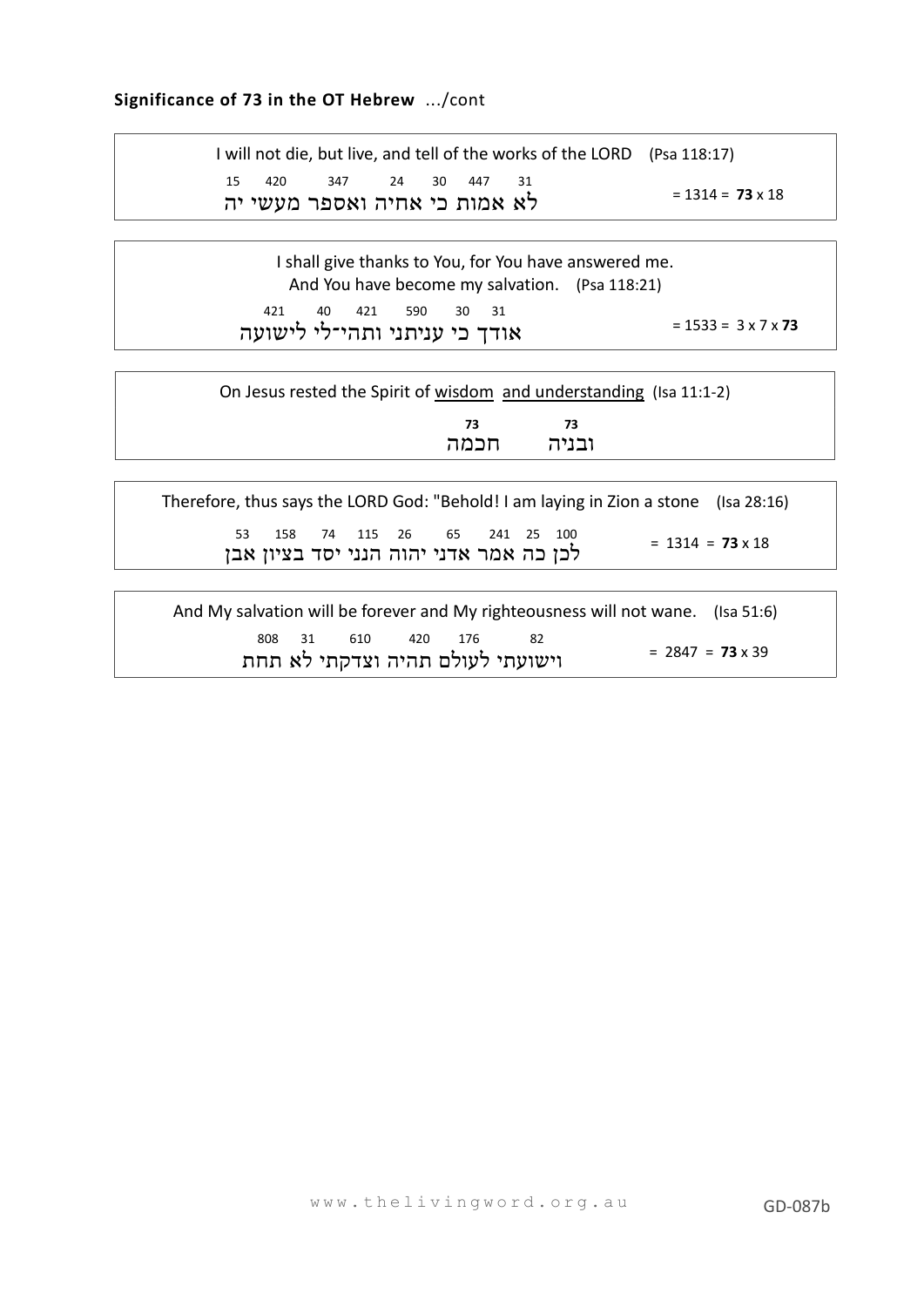**Significance of 73 in the OT Hebrew** .../cont

I will not die, but live, and tell of the works of the LORD (Psa 118:17)

15 420 347 24 30 447 31

לא אמות כי אחיה ואספר מעשי יה

= 1314 = **73** x 18

---

I shall give thanks to You, for You have answered me.
And You have become my salvation. (Psa 118:21)

421 40 421 590 30 31

אודך כי עניתני ותהי־לי לישועה

= 1533 = 3 x 7 x **73**

---

On Jesus rested the Spirit of <u>wisdom</u> <u>and understanding</u> (Isa 11:1-2)

**73** **73**

חכמה ובניה

---

Therefore, thus says the LORD God: "Behold! I am laying in Zion a stone (Isa 28:16)

53 158 74 115 26 65 241 25 100

לכן כה אמר אדני יהוה הנני יסד בציון אבן

= 1314 = **73** x 18

---

And My salvation will be forever and My righteousness will not wane. (Isa 51:6)

808 31 610 420 176 82

וישועתי לעולם תהיה וצדקתי לא תחת

= 2847 = **73** x 39

www.thelivingword.org.au

GD-087b